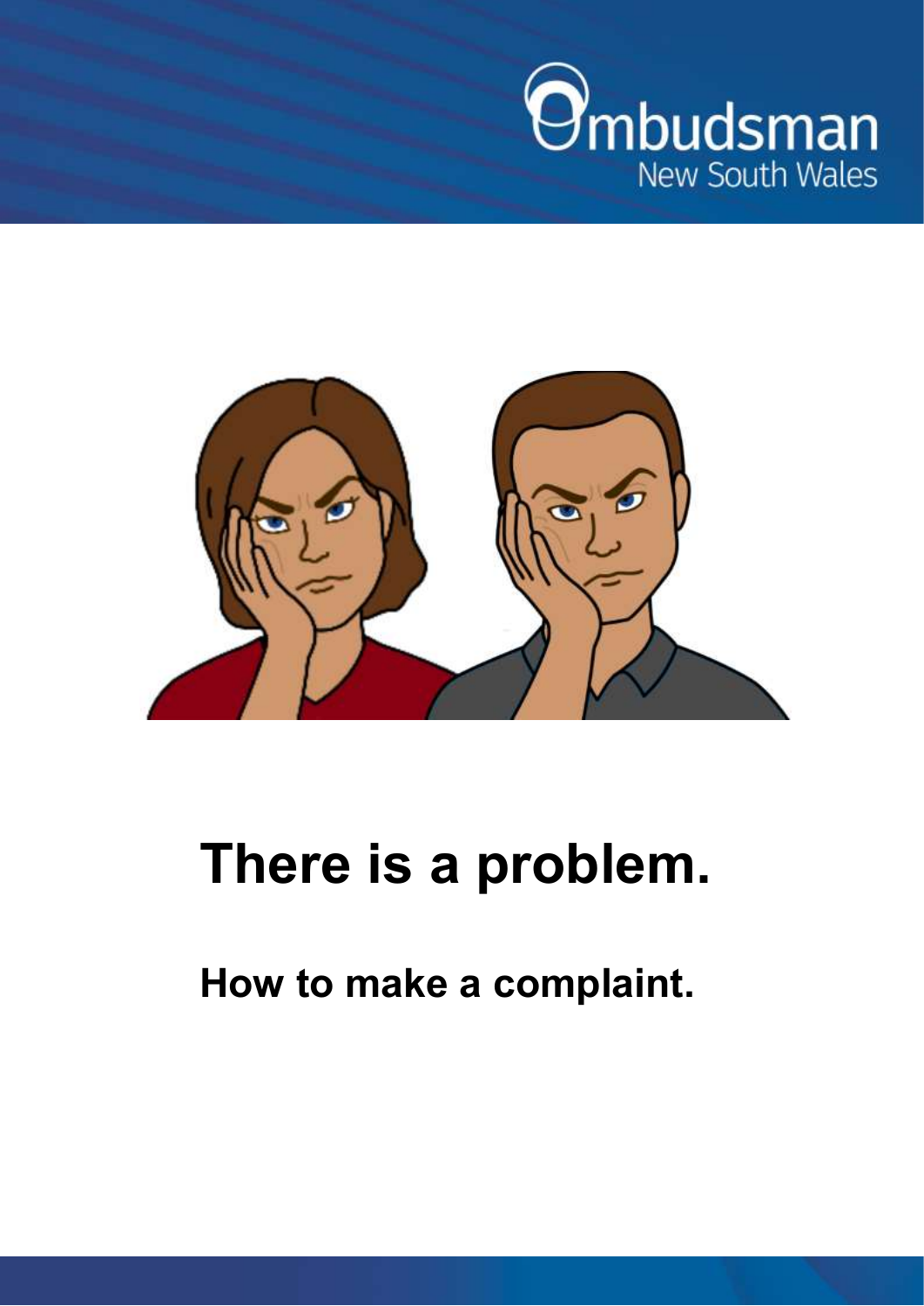Ombudsman New South Wales

# There is a problem.

## How to make a complaint.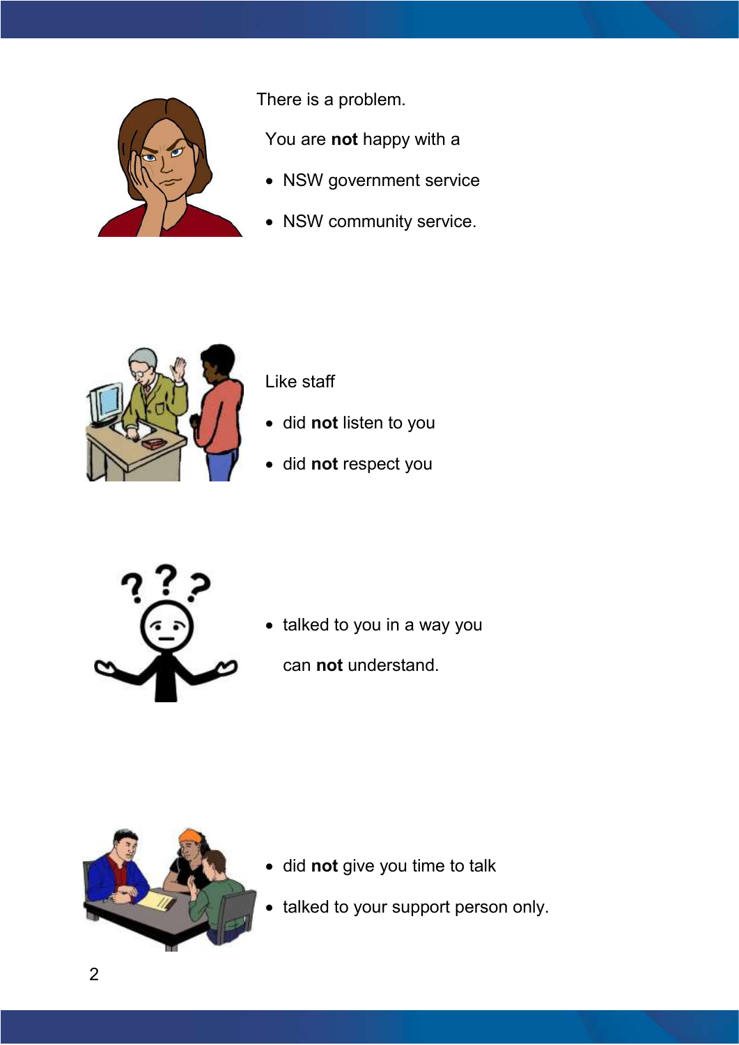There is a problem.

You are **not** happy with a

- NSW government service
- NSW community service.

Like staff

- did **not** listen to you
- did **not** respect you
- talked to you in a way you can **not** understand.
- did **not** give you time to talk
- talked to your support person only.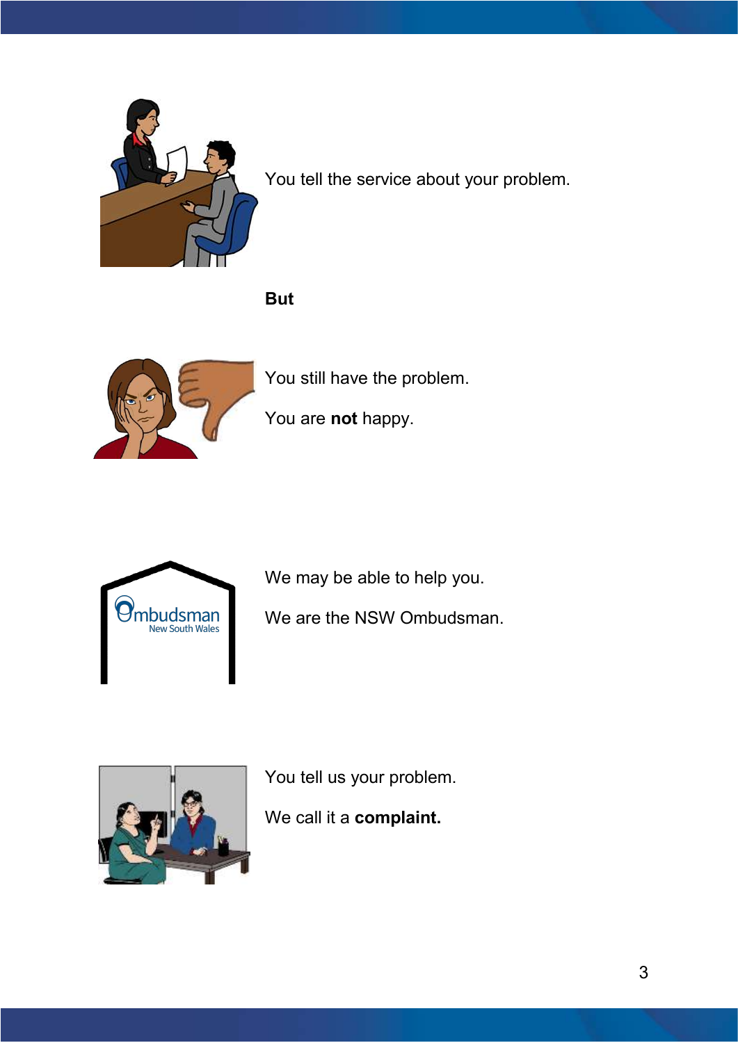You tell the service about your problem.

**But**

You still have the problem.

You are **not** happy.

We may be able to help you.

We are the NSW Ombudsman.

You tell us your problem.

We call it a **complaint.**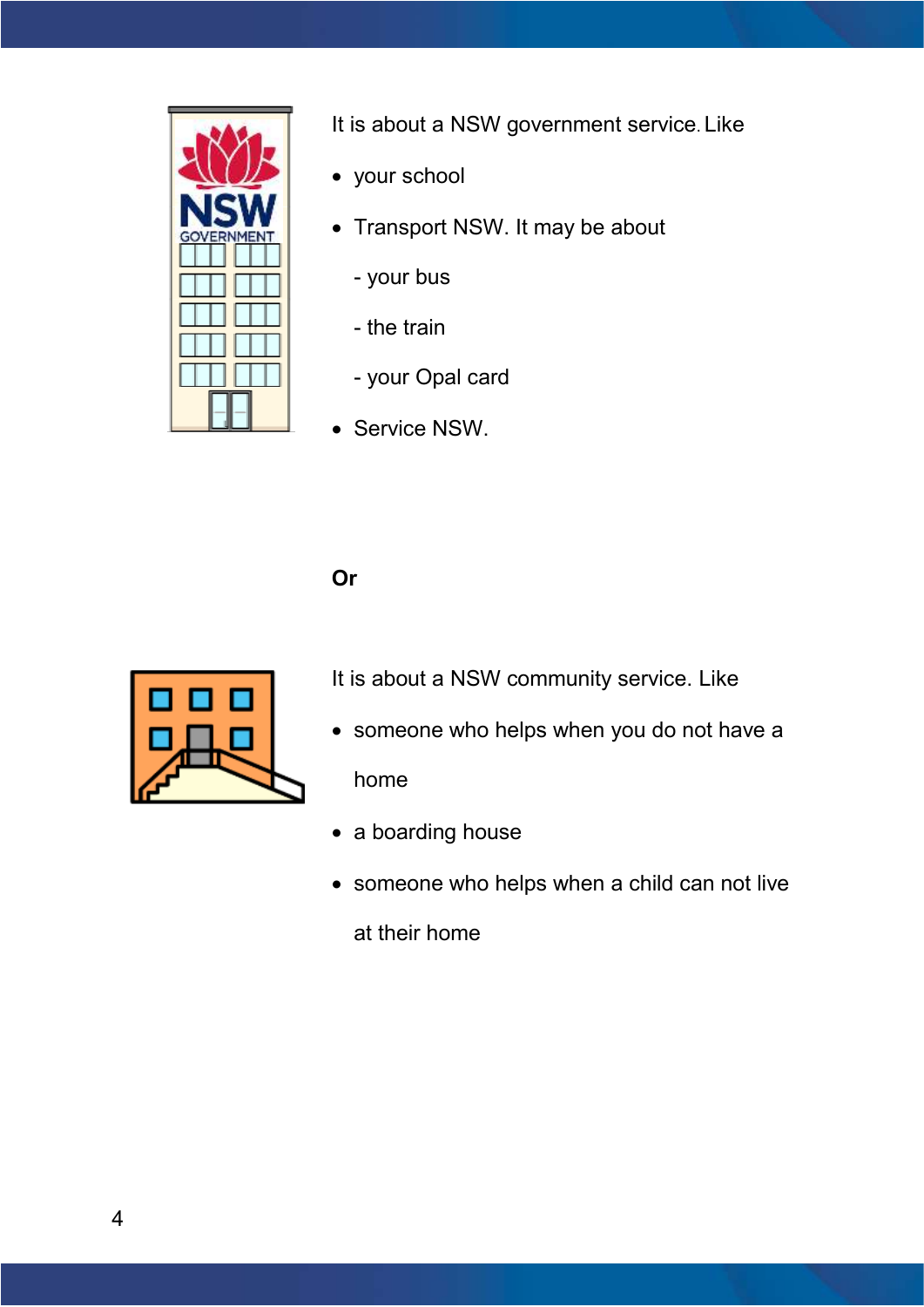It is about a NSW government service. Like

- your school
- Transport NSW. It may be about
  - your bus
  - the train
  - your Opal card
- Service NSW.

**Or**

It is about a NSW community service. Like

- someone who helps when you do not have a home
- a boarding house
- someone who helps when a child can not live at their home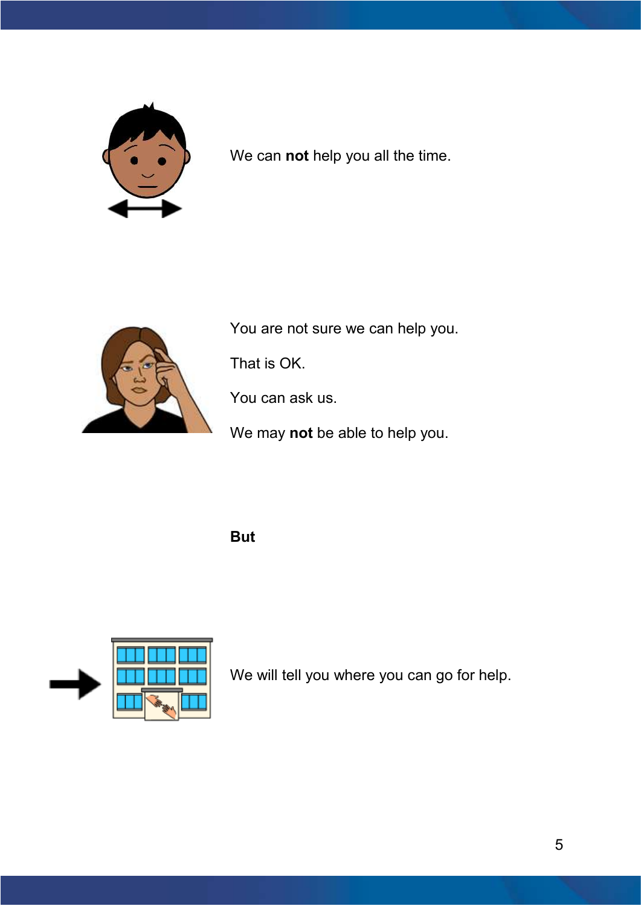We can **not** help you all the time.

You are not sure we can help you.

That is OK.

You can ask us.

We may **not** be able to help you.

**But**

We will tell you where you can go for help.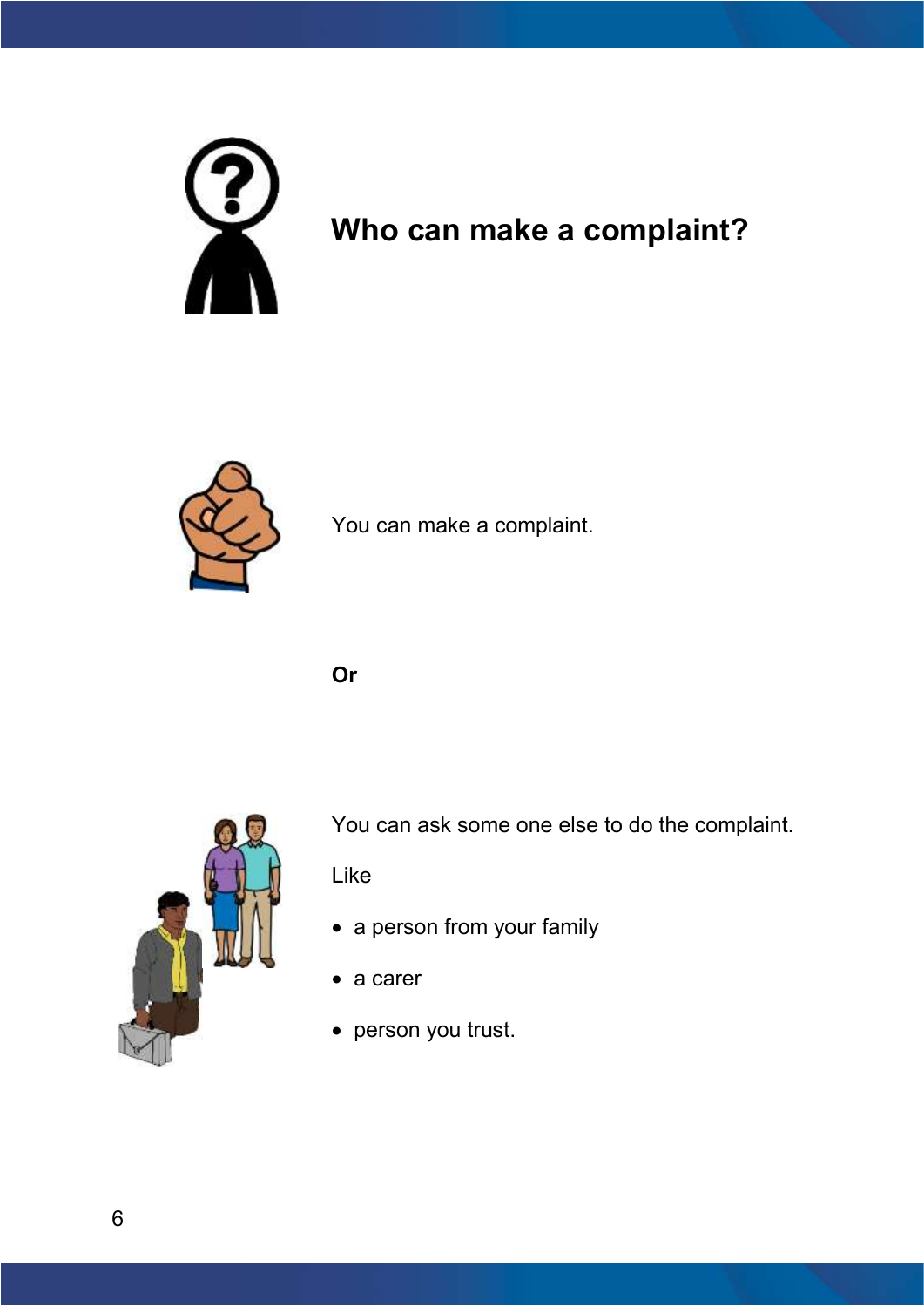## Who can make a complaint?

You can make a complaint.

**Or**

You can ask some one else to do the complaint.

Like

- a person from your family
- a carer
- person you trust.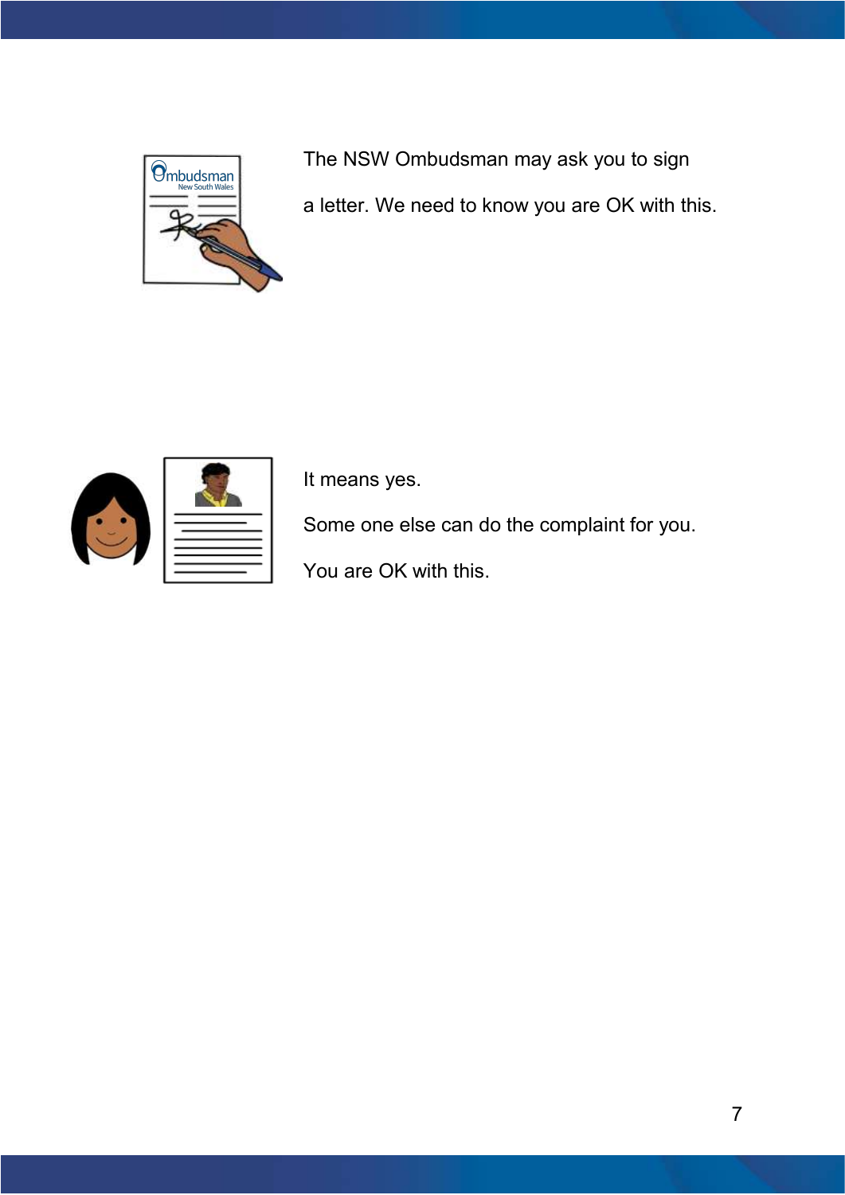The NSW Ombudsman may ask you to sign

a letter. We need to know you are OK with this.

It means yes.

Some one else can do the complaint for you.

You are OK with this.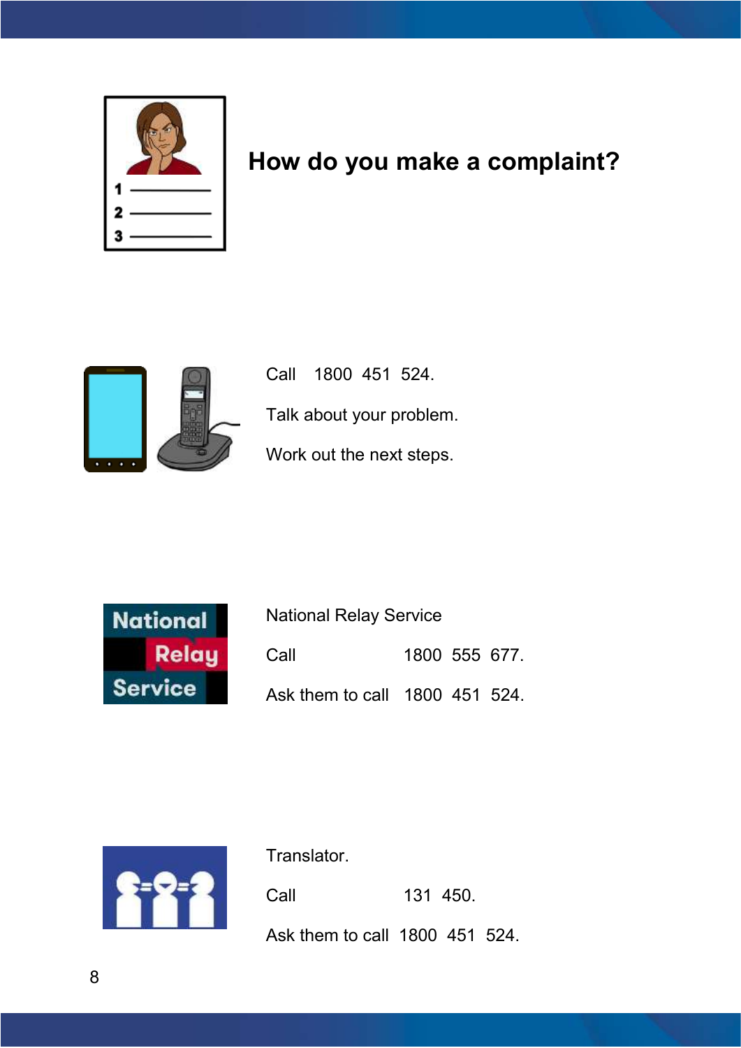## How do you make a complaint?

Call 1800 451 524.

Talk about your problem.

Work out the next steps.

National Relay Service

Call 1800 555 677.

Ask them to call 1800 451 524.

Translator.

Call 131 450.

Ask them to call 1800 451 524.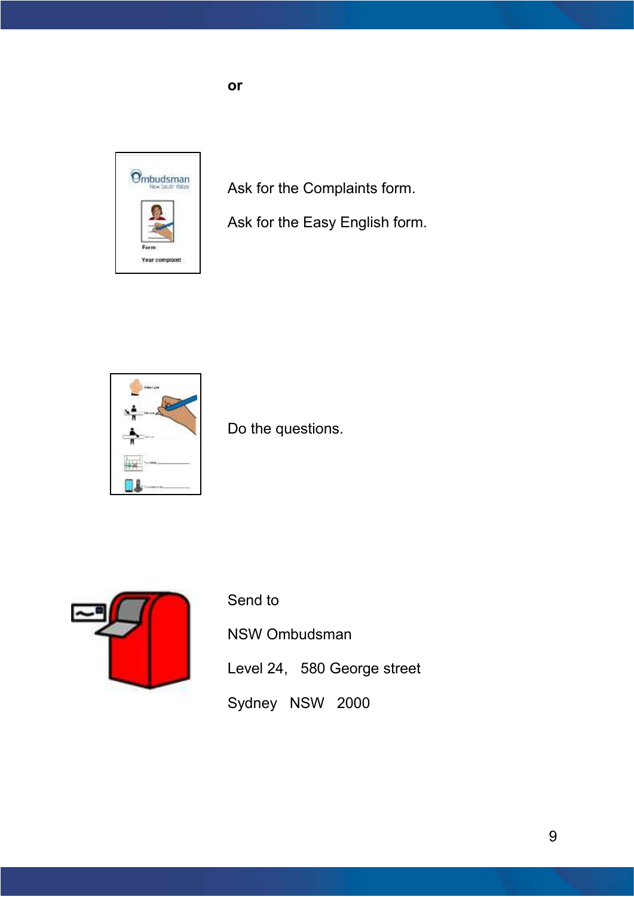**or**

Ask for the Complaints form.

Ask for the Easy English form.

Do the questions.

Send to

NSW Ombudsman

Level 24, 580 George street

Sydney NSW 2000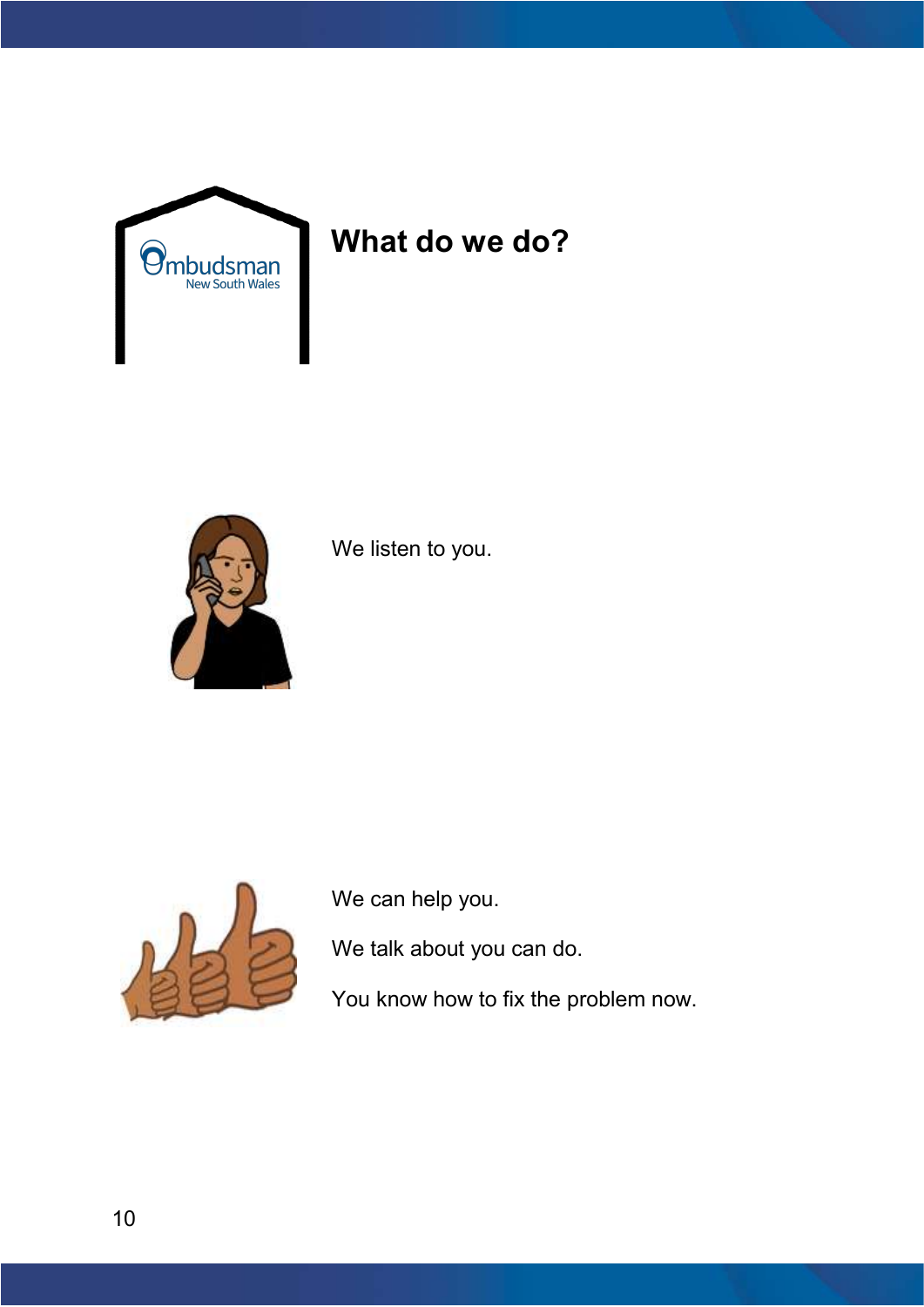# What do we do?

We listen to you.

We can help you.

We talk about you can do.

You know how to fix the problem now.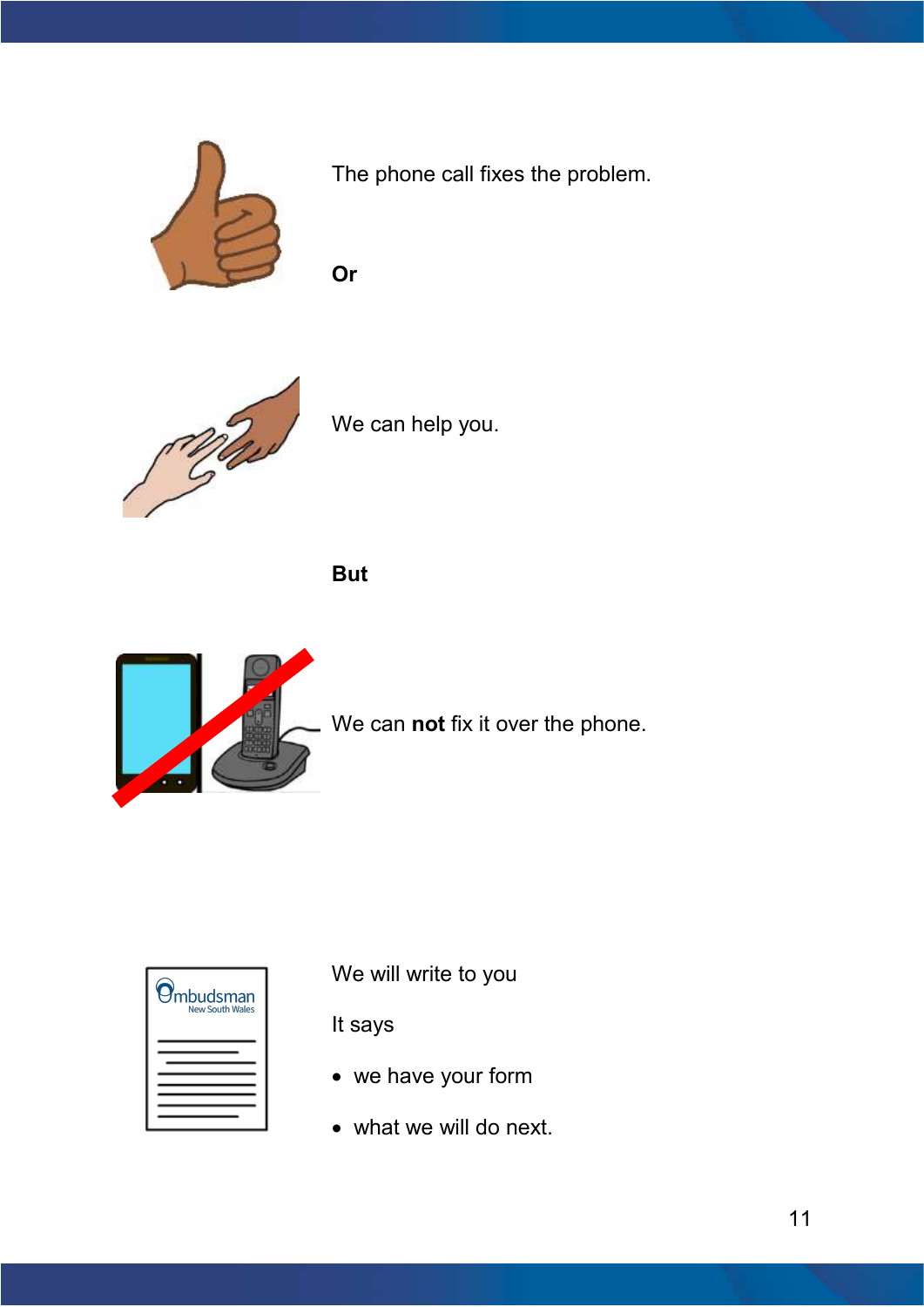The phone call fixes the problem.

**Or**

We can help you.

**But**

We can **not** fix it over the phone.

We will write to you

It says

- we have your form
- what we will do next.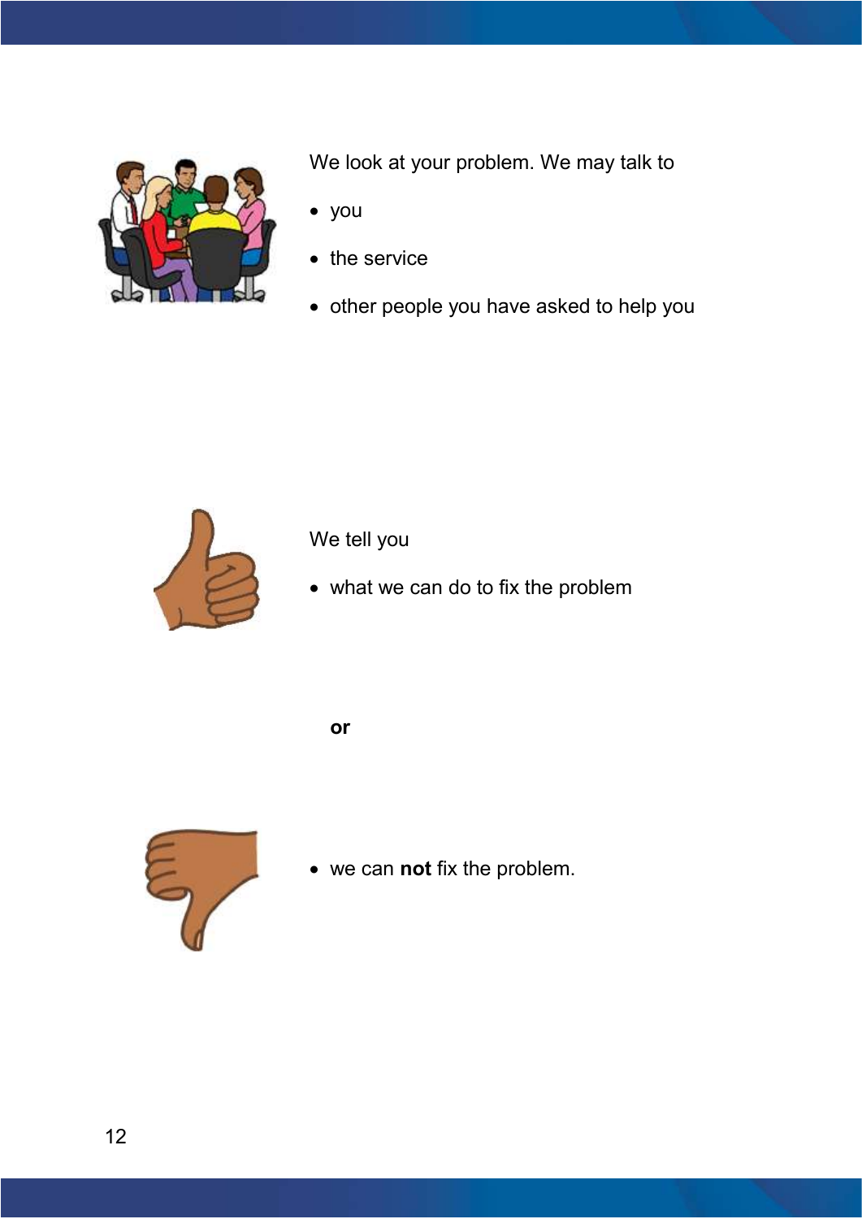We look at your problem. We may talk to

- you
- the service
- other people you have asked to help you

We tell you

- what we can do to fix the problem

**or**

- we can **not** fix the problem.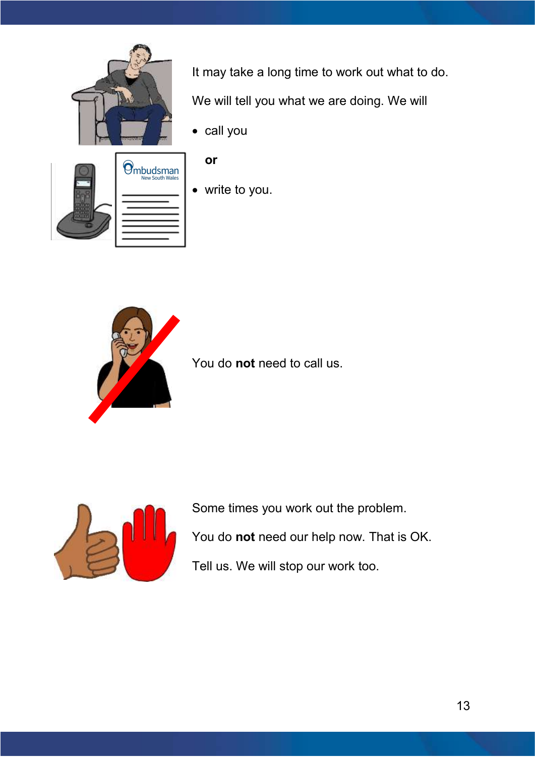It may take a long time to work out what to do.

We will tell you what we are doing. We will

- call you

    **or**

- write to you.

You do **not** need to call us.

Some times you work out the problem.

You do **not** need our help now. That is OK.

Tell us. We will stop our work too.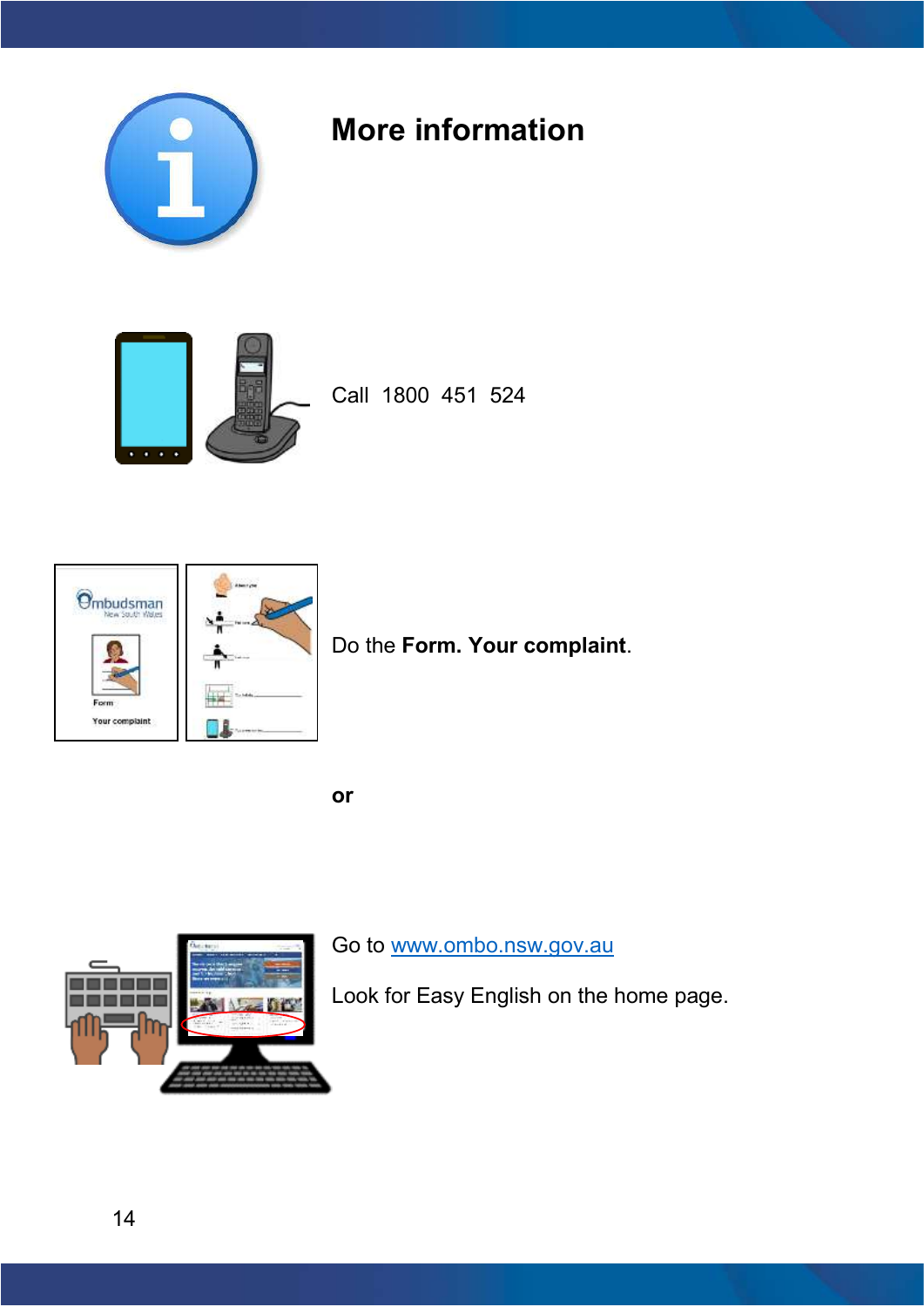# More information

Call 1800 451 524

Do the **Form. Your complaint**.

**or**

Go to [www.ombo.nsw.gov.au](http://www.ombo.nsw.gov.au)

Look for Easy English on the home page.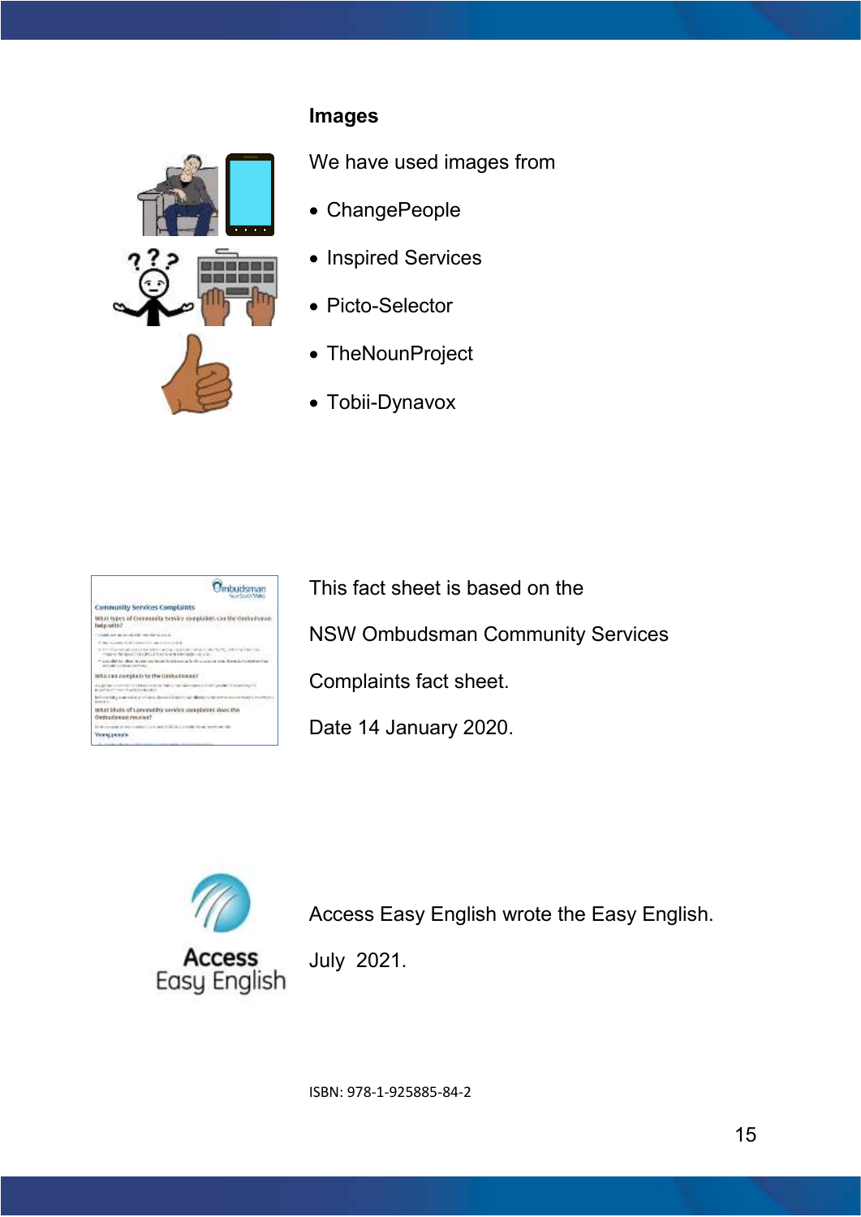## Images

We have used images from

- ChangePeople
- Inspired Services
- Picto-Selector
- TheNounProject
- Tobii-Dynavox

This fact sheet is based on the

NSW Ombudsman Community Services

Complaints fact sheet.

Date 14 January 2020.

Access Easy English wrote the Easy English.

July 2021.

ISBN: 978-1-925885-84-2